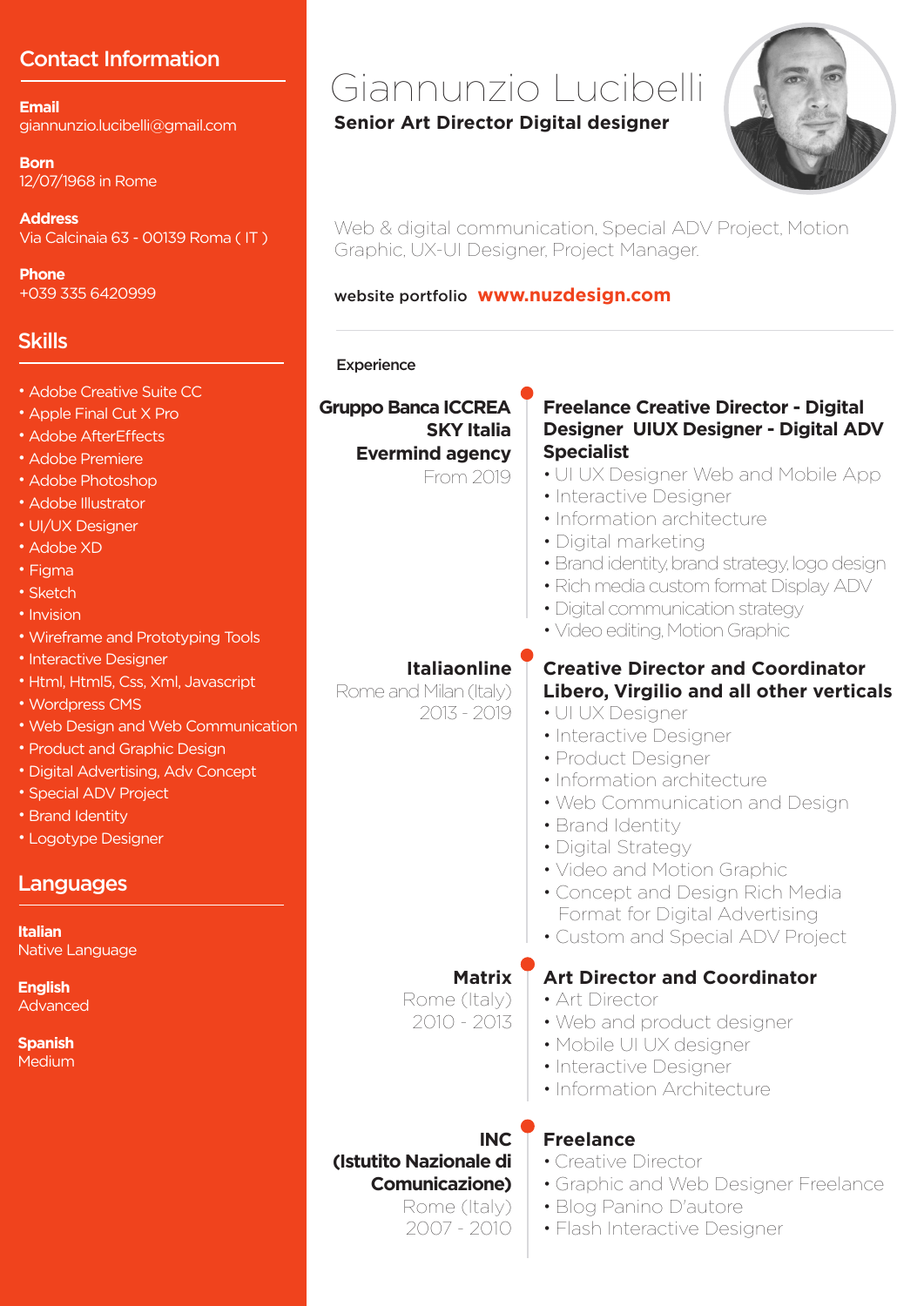# Giannunzio Lucibelli

**Senior Art Director Digital designer**

Web & digital communication, Special ADV Project, Motion Graphic, UX-UI Designer, Project Manager.

**website portfolio** **www.nuzdesign.com**

## Contact Information

**Email**
giannunzio.lucibelli@gmail.com

**Born**
12/07/1968 in Rome

**Address**
Via Calcinaia 63 - 00139 Roma ( IT )

**Phone**
+039 335 6420999

## Skills

- Adobe Creative Suite CC
- Apple Final Cut X Pro
- Adobe AfterEffects
- Adobe Premiere
- Adobe Photoshop
- Adobe Illustrator
- UI/UX Designer
- Adobe XD
- Figma
- Sketch
- Invision
- Wireframe and Prototyping Tools
- Interactive Designer
- Html, Html5, Css, Xml, Javascript
- Wordpress CMS
- Web Design and Web Communication
- Product and Graphic Design
- Digital Advertising, Adv Concept
- Special ADV Project
- Brand Identity
- Logotype Designer

## Languages

**Italian**
Native Language

**English**
Advanced

**Spanish**
Medium

## Experience

**Gruppo Banca ICCREA**
**SKY Italia**
**Evermind agency**
From 2019

**Freelance Creative Director - Digital Designer UIUX Designer - Digital ADV Specialist**
- UI UX Designer Web and Mobile App
- Interactive Designer
- Information architecture
- Digital marketing
- Brand identity, brand strategy, logo design
- Rich media custom format Display ADV
- Digital communication strategy
- Video editing, Motion Graphic

**Italiaonline**
Rome and Milan (Italy)
2013 - 2019

**Creative Director and Coordinator Libero, Virgilio and all other verticals**
- UI UX Designer
- Interactive Designer
- Product Designer
- Information architecture
- Web Communication and Design
- Brand Identity
- Digital Strategy
- Video and Motion Graphic
- Concept and Design Rich Media Format for Digital Advertising
- Custom and Special ADV Project

**Matrix**
Rome (Italy)
2010 - 2013

**Art Director and Coordinator**
- Art Director
- Web and product designer
- Mobile UI UX designer
- Interactive Designer
- Information Architecture

**INC (Istutito Nazionale di Comunicazione)**
Rome (Italy)
2007 - 2010

**Freelance**
- Creative Director
- Graphic and Web Designer Freelance
- Blog Panino D'autore
- Flash Interactive Designer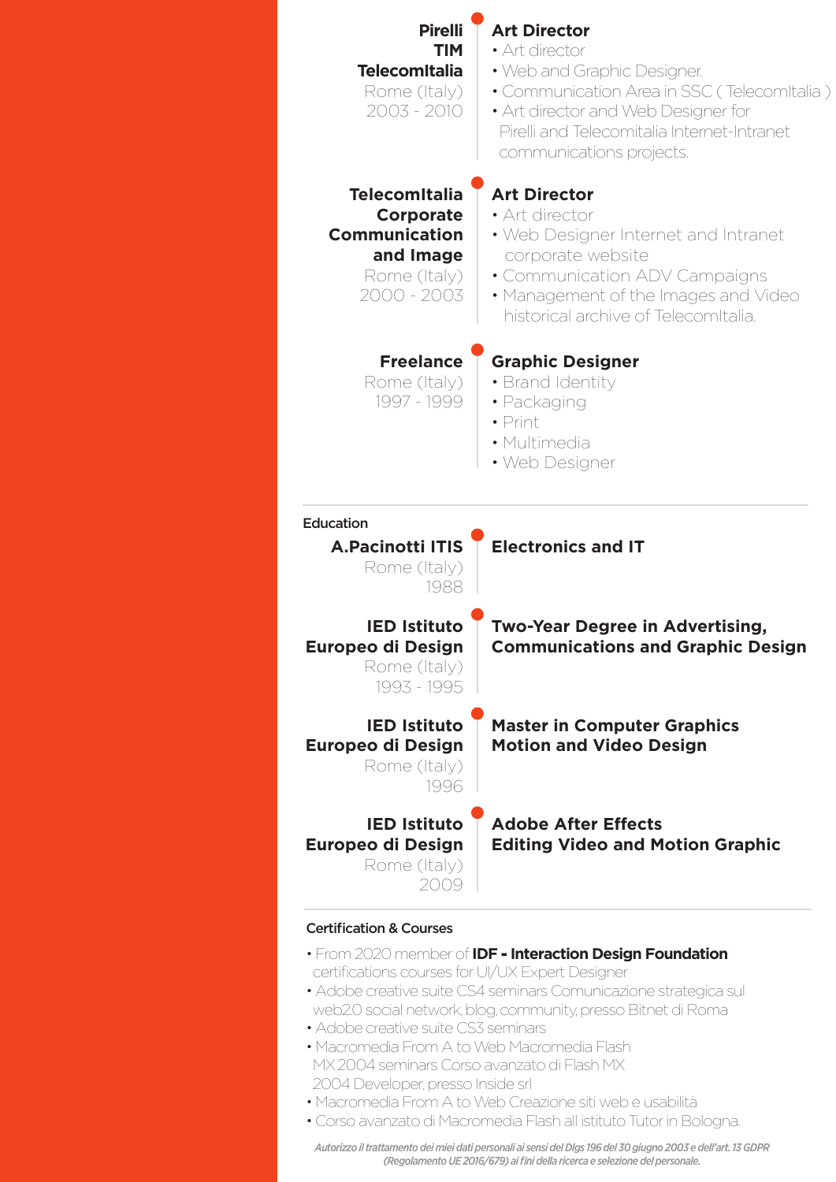**Pirelli**
**TIM**
**TelecomItalia**
Rome (Italy)
2003 - 2010

**Art Director**
- Art director
- Web and Graphic Designer.
- Communication Area in SSC ( TelecomItalia )
- Art director and Web Designer for Pirelli and Telecomitalia Internet-Intranet communications projects.

**TelecomItalia Corporate Communication and Image**
Rome (Italy)
2000 - 2003

**Art Director**
- Art director
- Web Designer Internet and Intranet corporate website
- Communication ADV Campaigns
- Management of the Images and Video historical archive of TelecomItalia.

**Freelance**
Rome (Italy)
1997 - 1999

**Graphic Designer**
- Brand Identity
- Packaging
- Print
- Multimedia
- Web Designer

## Education

**A.Pacinotti ITIS**
Rome (Italy)
1988

**Electronics and IT**

**IED Istituto Europeo di Design**
Rome (Italy)
1993 - 1995

**Two-Year Degree in Advertising, Communications and Graphic Design**

**IED Istituto Europeo di Design**
Rome (Italy)
1996

**Master in Computer Graphics Motion and Video Design**

**IED Istituto Europeo di Design**
Rome (Italy)
2009

**Adobe After Effects Editing Video and Motion Graphic**

## Certification & Courses

- From 2020 member of **IDF - Interaction Design Foundation** certifications courses for UI/UX Expert Designer
- Adobe creative suite CS4 seminars Comunicazione strategica sul web2.0 social network, blog, community, presso Bitnet di Roma
- Adobe creative suite CS3 seminars
- Macromedia From A to Web Macromedia Flash MX 2004 seminars Corso avanzato di Flash MX 2004 Developer, presso Inside srl
- Macromedia From A to Web Creazione siti web e usabilità
- Corso avanzato di Macromedia Flash all istituto Tutor in Bologna.

*Autorizzo il trattamento dei miei dati personali ai sensi del Dlgs 196 del 30 giugno 2003 e dell'art. 13 GDPR (Regolamento UE 2016/679) ai fini della ricerca e selezione del personale.*